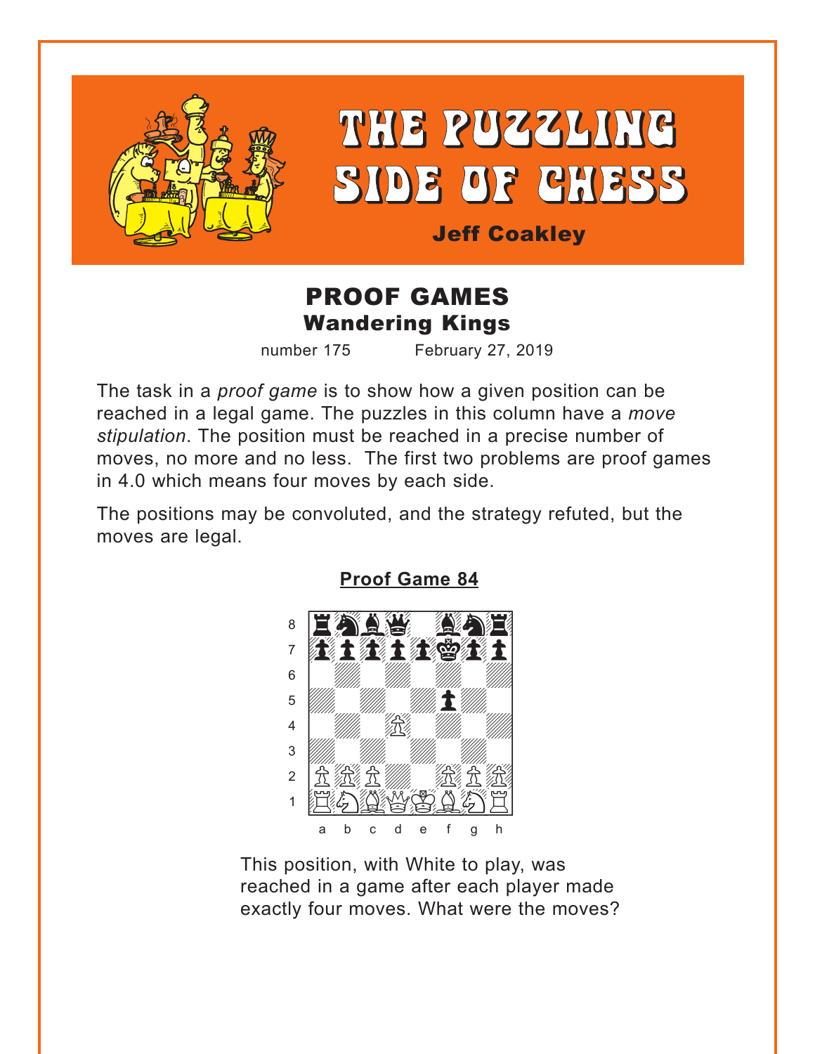# THE PUZZLING SIDE OF CHESS

**Jeff Coakley**

## PROOF GAMES
### Wandering Kings

number 175 February 27, 2019

The task in a *proof game* is to show how a given position can be reached in a legal game. The puzzles in this column have a *move stipulation*. The position must be reached in a precise number of moves, no more and no less. The first two problems are proof games in 4.0 which means four moves by each side.

The positions may be convoluted, and the strategy refuted, but the moves are legal.

**Proof Game 84**

This position, with White to play, was reached in a game after each player made exactly four moves. What were the moves?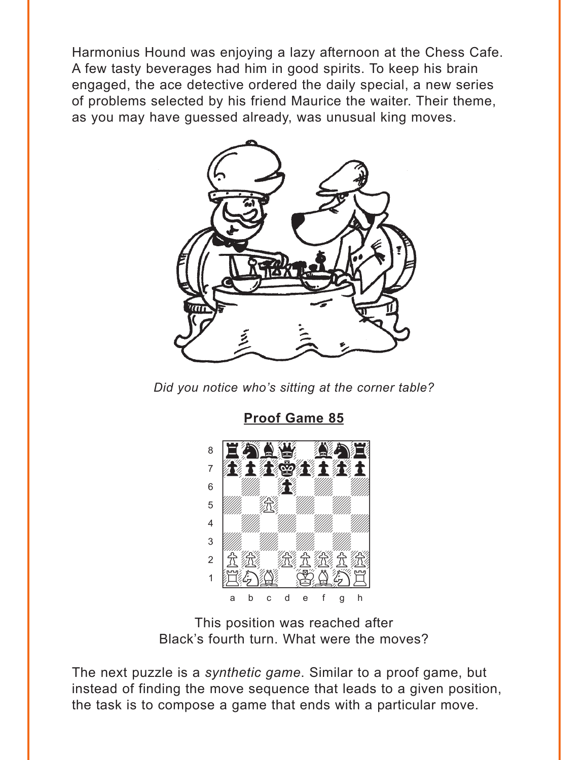Harmonius Hound was enjoying a lazy afternoon at the Chess Cafe. A few tasty beverages had him in good spirits. To keep his brain engaged, the ace detective ordered the daily special, a new series of problems selected by his friend Maurice the waiter. Their theme, as you may have guessed already, was unusual king moves.

*Did you notice who's sitting at the corner table?*

**Proof Game 85**

This position was reached after Black's fourth turn. What were the moves?

The next puzzle is a *synthetic game*. Similar to a proof game, but instead of finding the move sequence that leads to a given position, the task is to compose a game that ends with a particular move.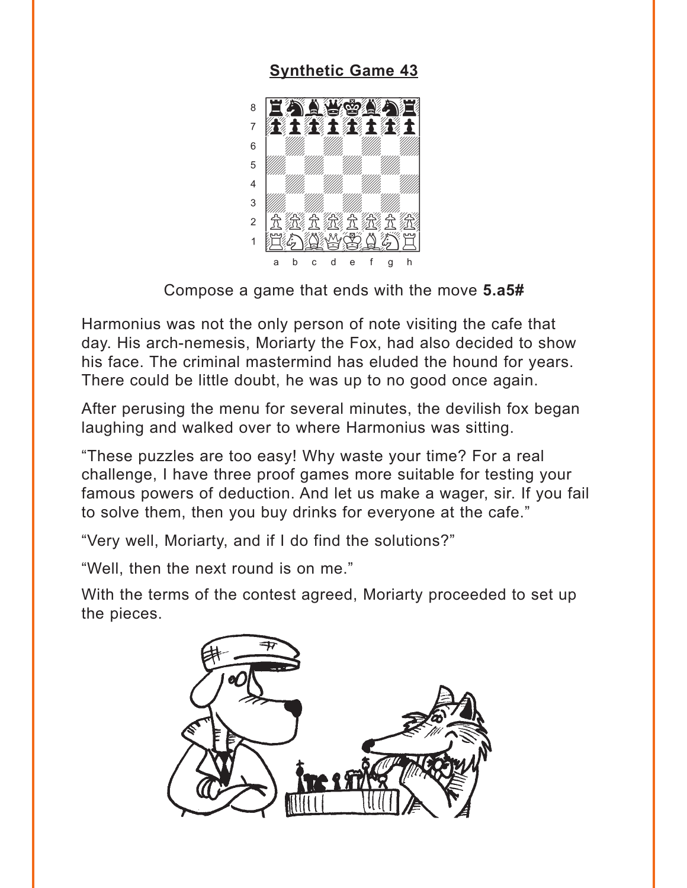## Synthetic Game 43

Compose a game that ends with the move **5.a5#**

Harmonius was not the only person of note visiting the cafe that day. His arch-nemesis, Moriarty the Fox, had also decided to show his face. The criminal mastermind has eluded the hound for years. There could be little doubt, he was up to no good once again.

After perusing the menu for several minutes, the devilish fox began laughing and walked over to where Harmonius was sitting.

“These puzzles are too easy! Why waste your time? For a real challenge, I have three proof games more suitable for testing your famous powers of deduction. And let us make a wager, sir. If you fail to solve them, then you buy drinks for everyone at the cafe.”

“Very well, Moriarty, and if I do find the solutions?”

“Well, then the next round is on me.”

With the terms of the contest agreed, Moriarty proceeded to set up the pieces.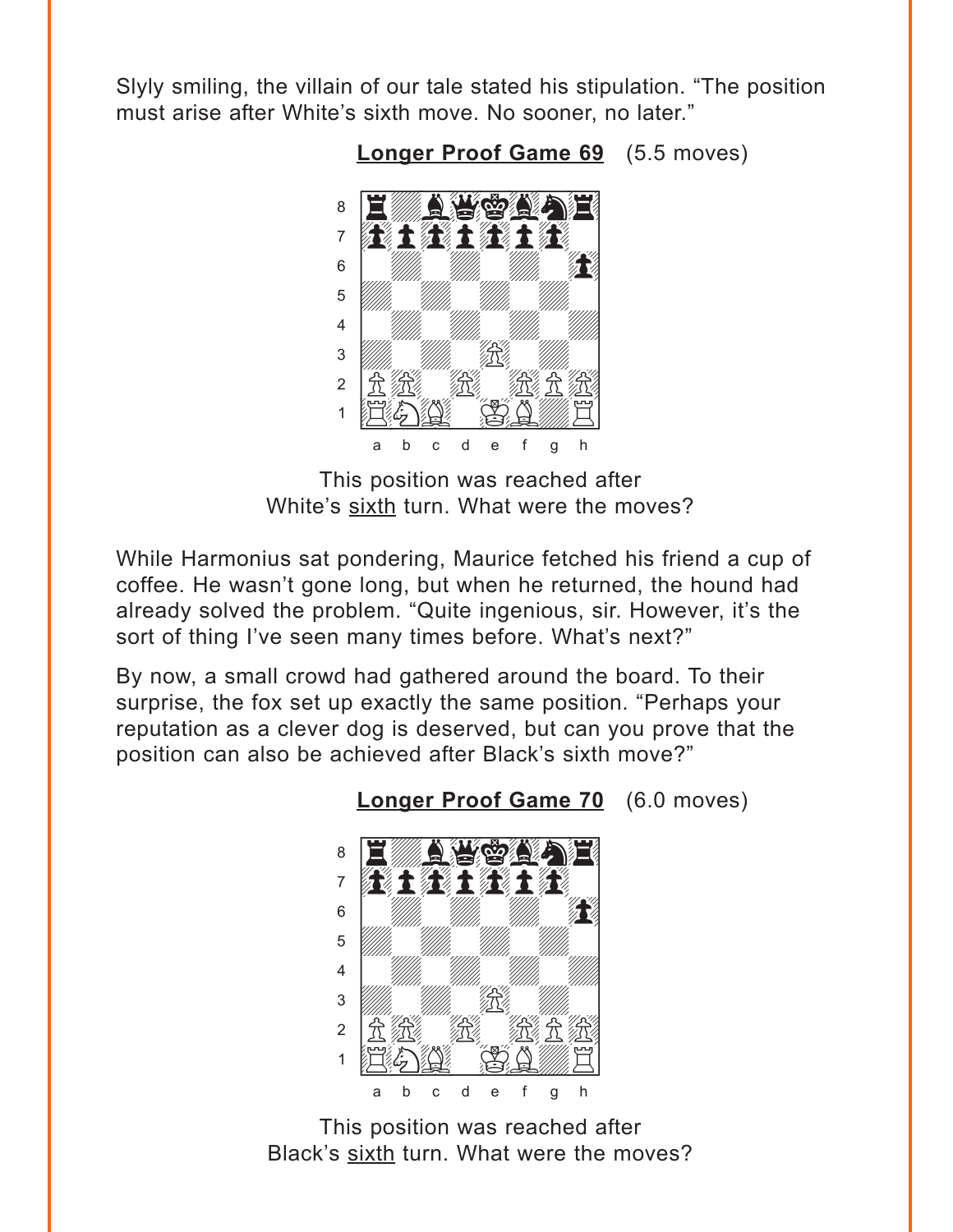Slyly smiling, the villain of our tale stated his stipulation. "The position must arise after White's sixth move. No sooner, no later."

**Longer Proof Game 69** (5.5 moves)

This position was reached after White's sixth turn. What were the moves?

While Harmonius sat pondering, Maurice fetched his friend a cup of coffee. He wasn't gone long, but when he returned, the hound had already solved the problem. "Quite ingenious, sir. However, it's the sort of thing I've seen many times before. What's next?"

By now, a small crowd had gathered around the board. To their surprise, the fox set up exactly the same position. "Perhaps your reputation as a clever dog is deserved, but can you prove that the position can also be achieved after Black's sixth move?"

**Longer Proof Game 70** (6.0 moves)

This position was reached after Black's sixth turn. What were the moves?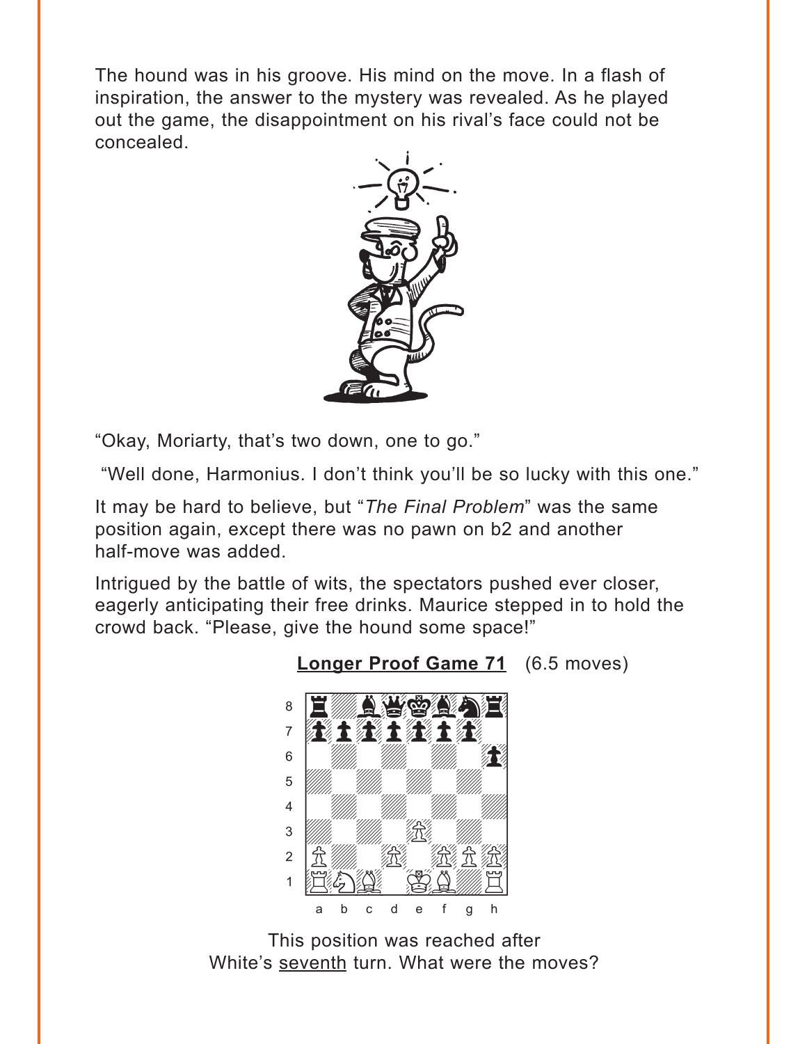The hound was in his groove. His mind on the move. In a flash of inspiration, the answer to the mystery was revealed. As he played out the game, the disappointment on his rival's face could not be concealed.

"Okay, Moriarty, that's two down, one to go."

"Well done, Harmonius. I don't think you'll be so lucky with this one."

It may be hard to believe, but "*The Final Problem*" was the same position again, except there was no pawn on b2 and another half-move was added.

Intrigued by the battle of wits, the spectators pushed ever closer, eagerly anticipating their free drinks. Maurice stepped in to hold the crowd back. "Please, give the hound some space!"

**Longer Proof Game 71** (6.5 moves)

This position was reached after White's seventh turn. What were the moves?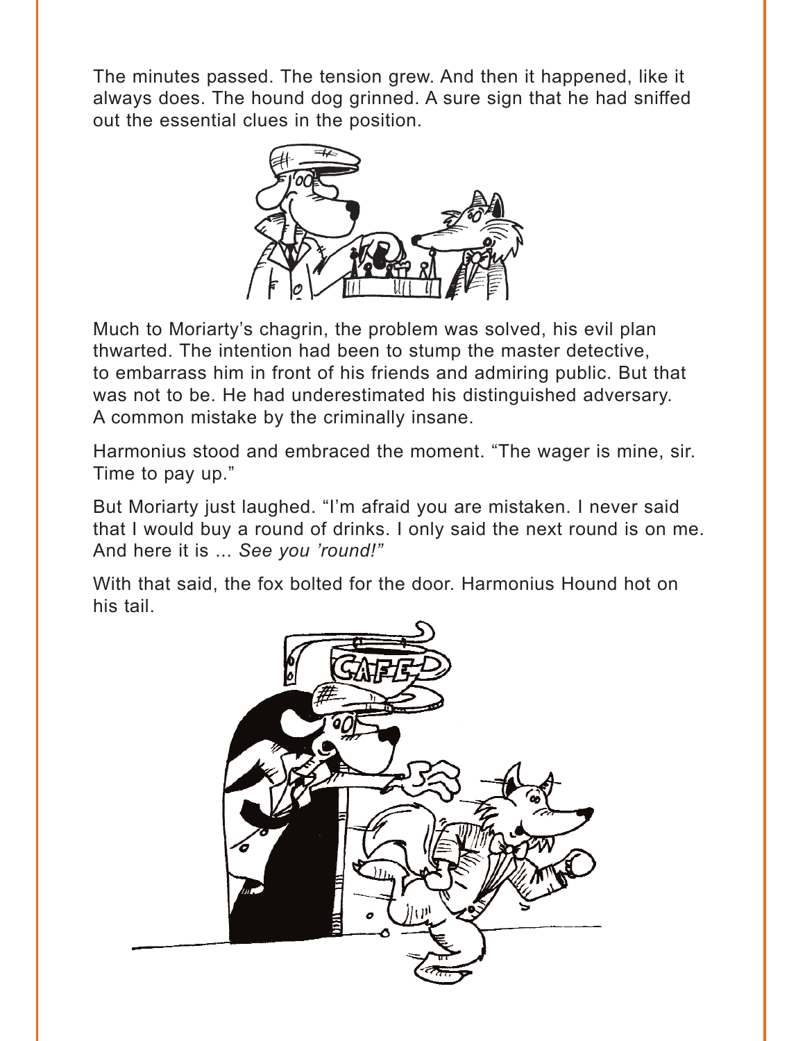The minutes passed. The tension grew. And then it happened, like it always does. The hound dog grinned. A sure sign that he had sniffed out the essential clues in the position.

Much to Moriarty's chagrin, the problem was solved, his evil plan thwarted. The intention had been to stump the master detective, to embarrass him in front of his friends and admiring public. But that was not to be. He had underestimated his distinguished adversary. A common mistake by the criminally insane.

Harmonius stood and embraced the moment. "The wager is mine, sir. Time to pay up."

But Moriarty just laughed. "I'm afraid you are mistaken. I never said that I would buy a round of drinks. I only said the next round is on me. And here it is ... *See you 'round!"*

With that said, the fox bolted for the door. Harmonius Hound hot on his tail.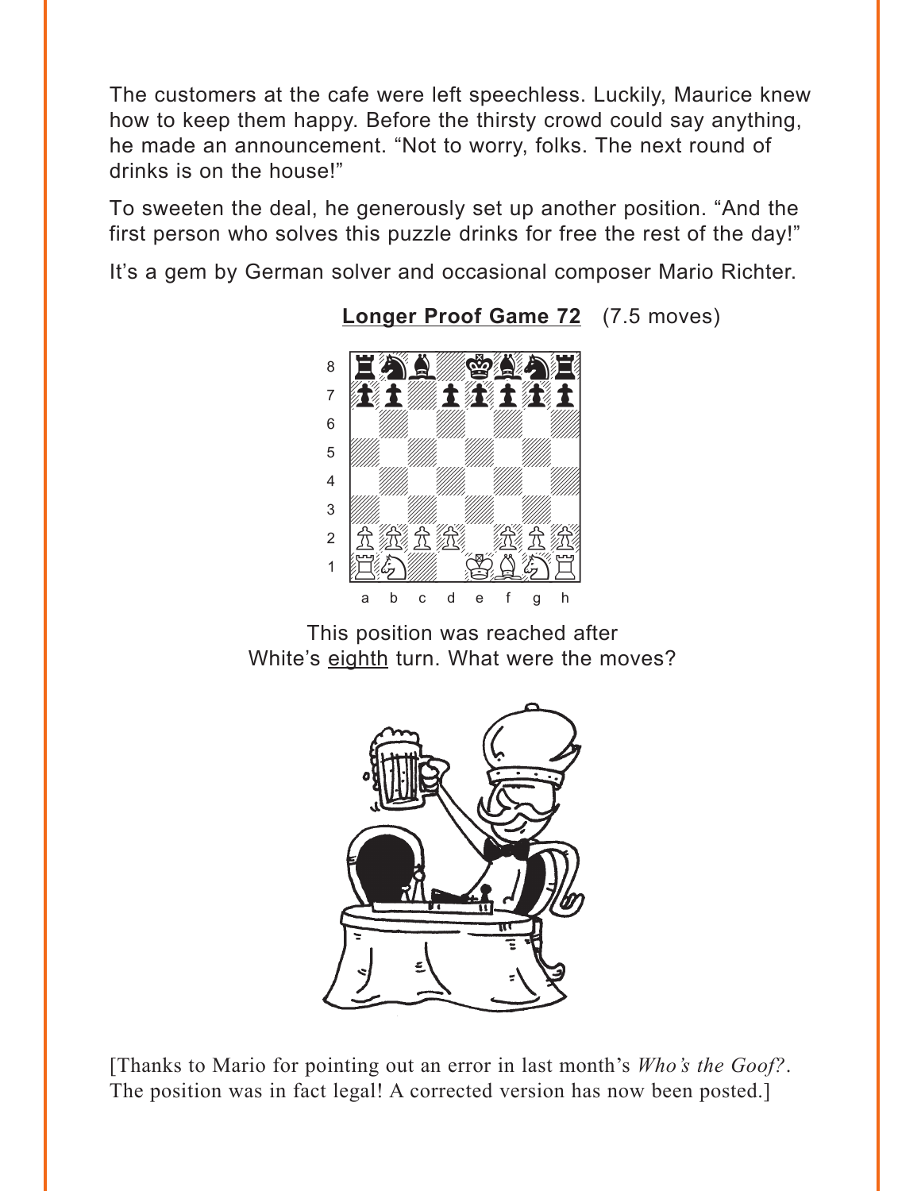The customers at the cafe were left speechless. Luckily, Maurice knew how to keep them happy. Before the thirsty crowd could say anything, he made an announcement. “Not to worry, folks. The next round of drinks is on the house!”

To sweeten the deal, he generously set up another position. “And the first person who solves this puzzle drinks for free the rest of the day!”

It’s a gem by German solver and occasional composer Mario Richter.

**Longer Proof Game 72** (7.5 moves)

This position was reached after White’s eighth turn. What were the moves?

[Thanks to Mario for pointing out an error in last month’s *Who’s the Goof?*. The position was in fact legal! A corrected version has now been posted.]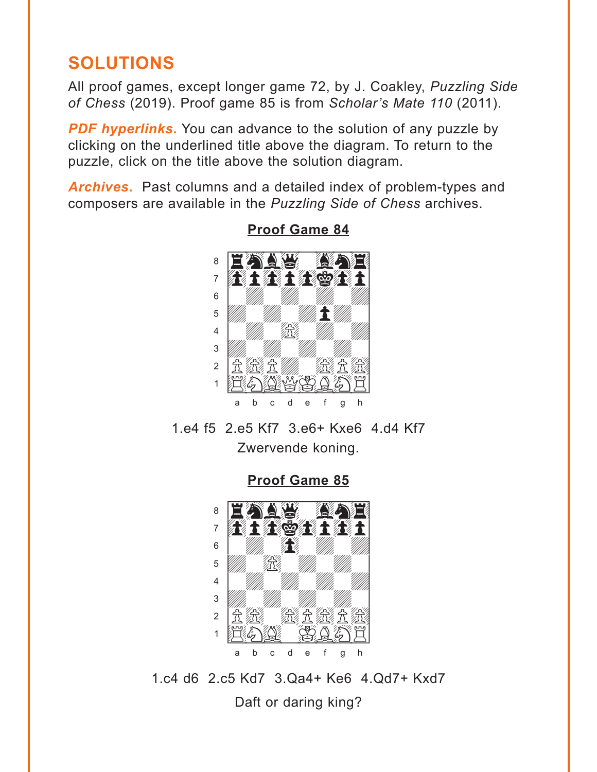## SOLUTIONS

All proof games, except longer game 72, by J. Coakley, *Puzzling Side of Chess* (2019). Proof game 85 is from *Scholar's Mate 110* (2011).

***PDF hyperlinks.*** You can advance to the solution of any puzzle by clicking on the underlined title above the diagram. To return to the puzzle, click on the title above the solution diagram.

***Archives.*** Past columns and a detailed index of problem-types and composers are available in the *Puzzling Side of Chess* archives.

### Proof Game 84

1.e4 f5 2.e5 Kf7 3.e6+ Kxe6 4.d4 Kf7

Zwervende koning.

### Proof Game 85

1.c4 d6 2.c5 Kd7 3.Qa4+ Ke6 4.Qd7+ Kxd7

Daft or daring king?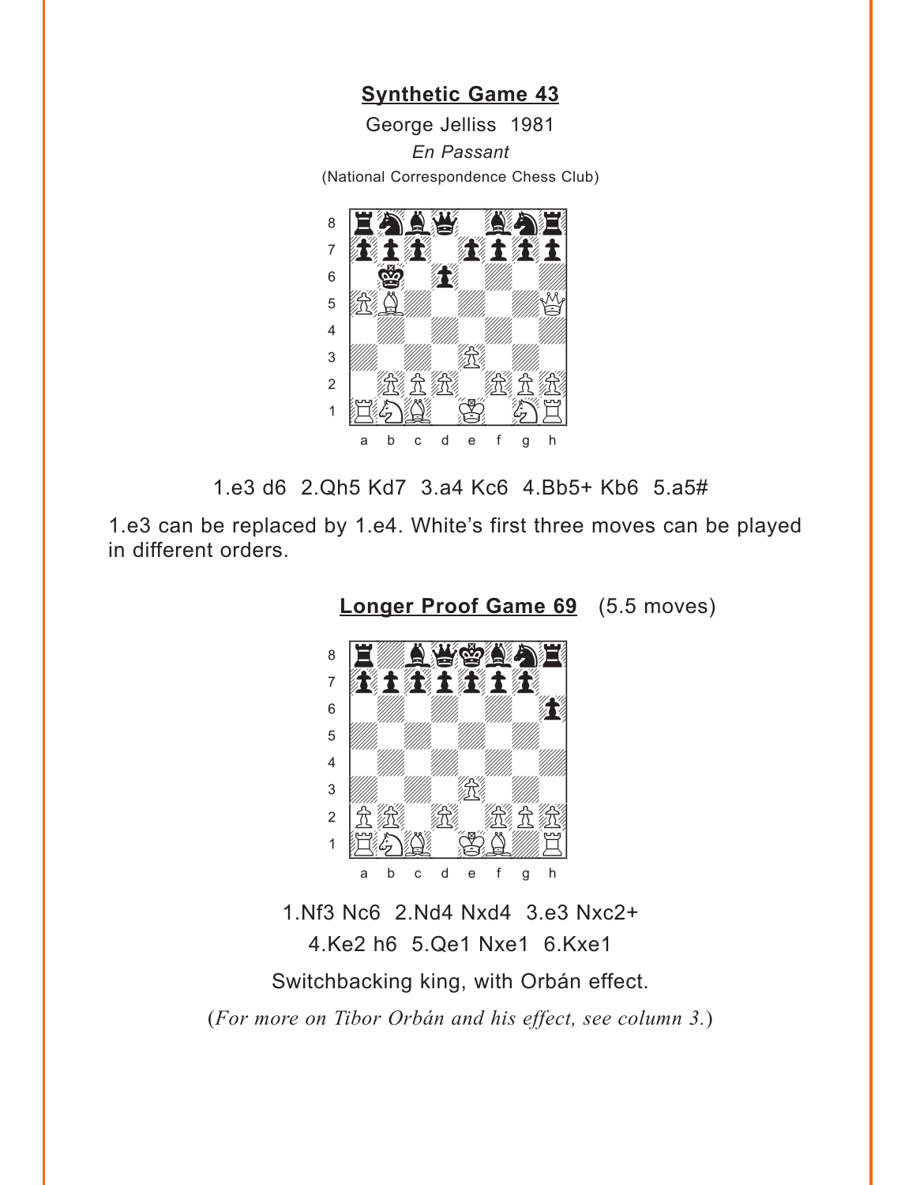## Synthetic Game 43

George Jelliss 1981

*En Passant*

(National Correspondence Chess Club)

1.e3 d6 2.Qh5 Kd7 3.a4 Kc6 4.Bb5+ Kb6 5.a5#

1.e3 can be replaced by 1.e4. White's first three moves can be played in different orders.

## Longer Proof Game 69 (5.5 moves)

1.Nf3 Nc6 2.Nd4 Nxd4 3.e3 Nxc2+
4.Ke2 h6 5.Qe1 Nxe1 6.Kxe1

Switchbacking king, with Orbán effect.

(*For more on Tibor Orbán and his effect, see column 3.*)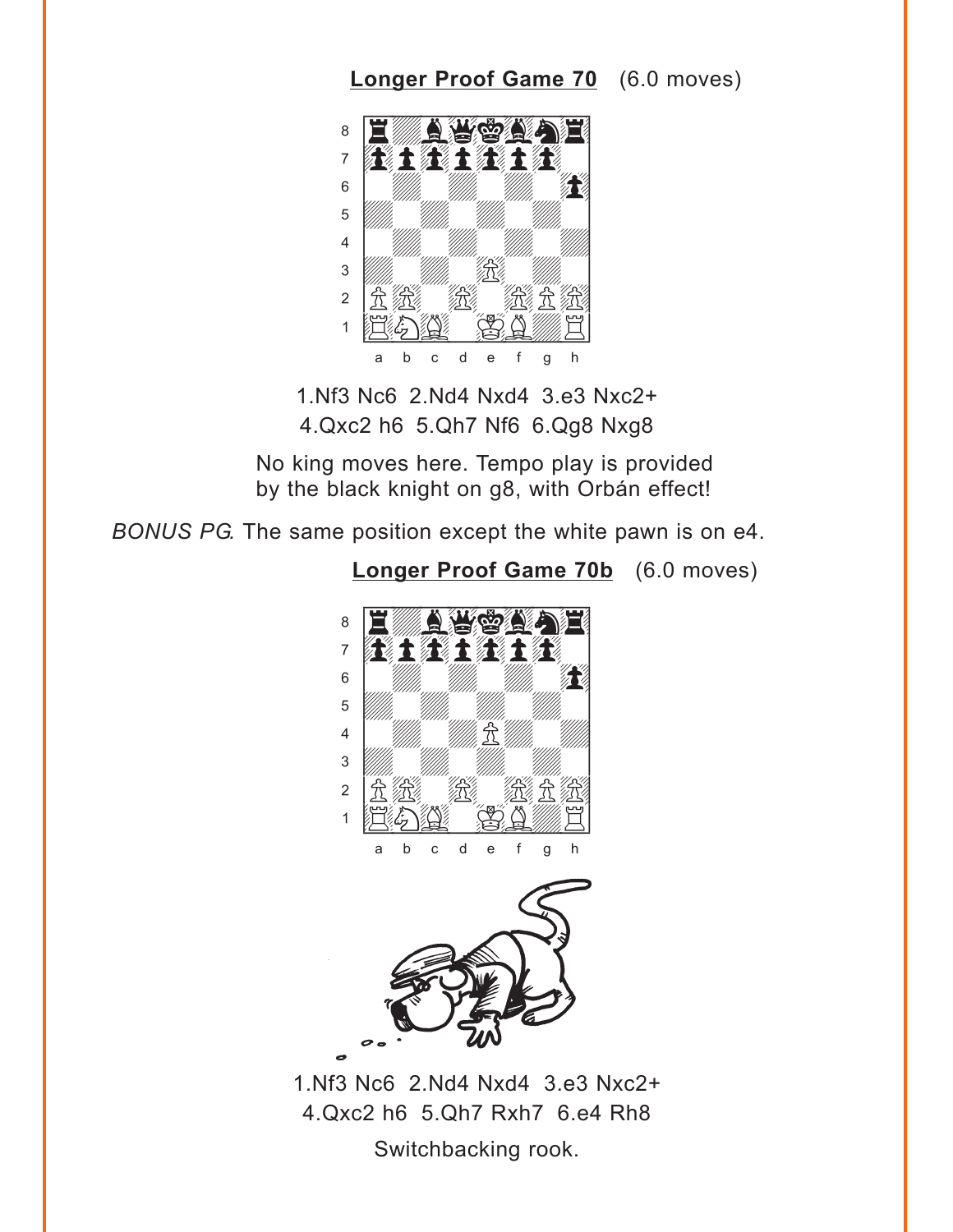**Longer Proof Game 70** (6.0 moves)

1.Nf3 Nc6 2.Nd4 Nxd4 3.e3 Nxc2+
4.Qxc2 h6 5.Qh7 Nf6 6.Qg8 Nxg8

No king moves here. Tempo play is provided by the black knight on g8, with Orbán effect!

*BONUS PG.* The same position except the white pawn is on e4.

**Longer Proof Game 70b** (6.0 moves)

1.Nf3 Nc6 2.Nd4 Nxd4 3.e3 Nxc2+
4.Qxc2 h6 5.Qh7 Rxh7 6.e4 Rh8

Switchbacking rook.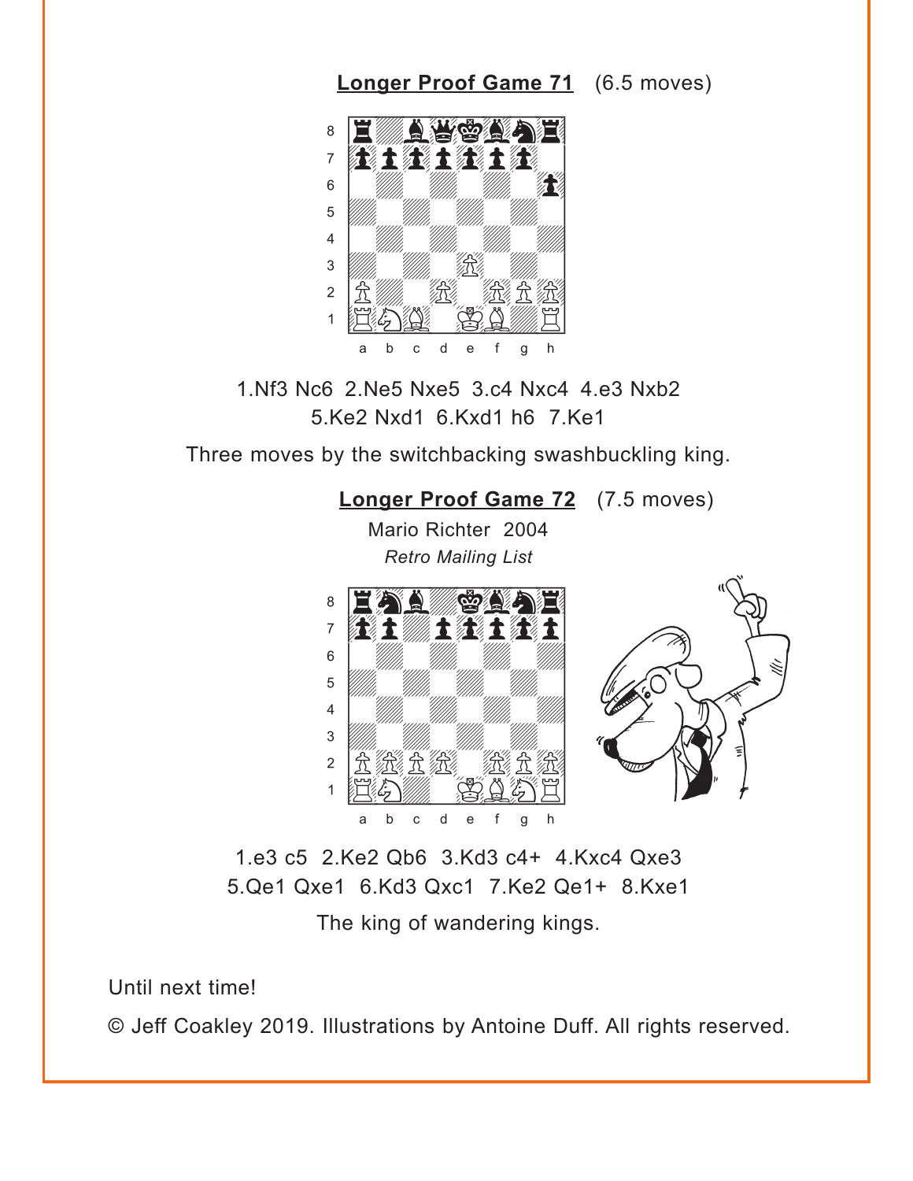**Longer Proof Game 71** (6.5 moves)

1.Nf3 Nc6 2.Ne5 Nxe5 3.c4 Nxc4 4.e3 Nxb2
5.Ke2 Nxd1 6.Kxd1 h6 7.Ke1

Three moves by the switchbacking swashbuckling king.

**Longer Proof Game 72** (7.5 moves)

Mario Richter 2004

*Retro Mailing List*

1.e3 c5 2.Ke2 Qb6 3.Kd3 c4+ 4.Kxc4 Qxe3
5.Qe1 Qxe1 6.Kd3 Qxc1 7.Ke2 Qe1+ 8.Kxe1

The king of wandering kings.

Until next time!

© Jeff Coakley 2019. Illustrations by Antoine Duff. All rights reserved.